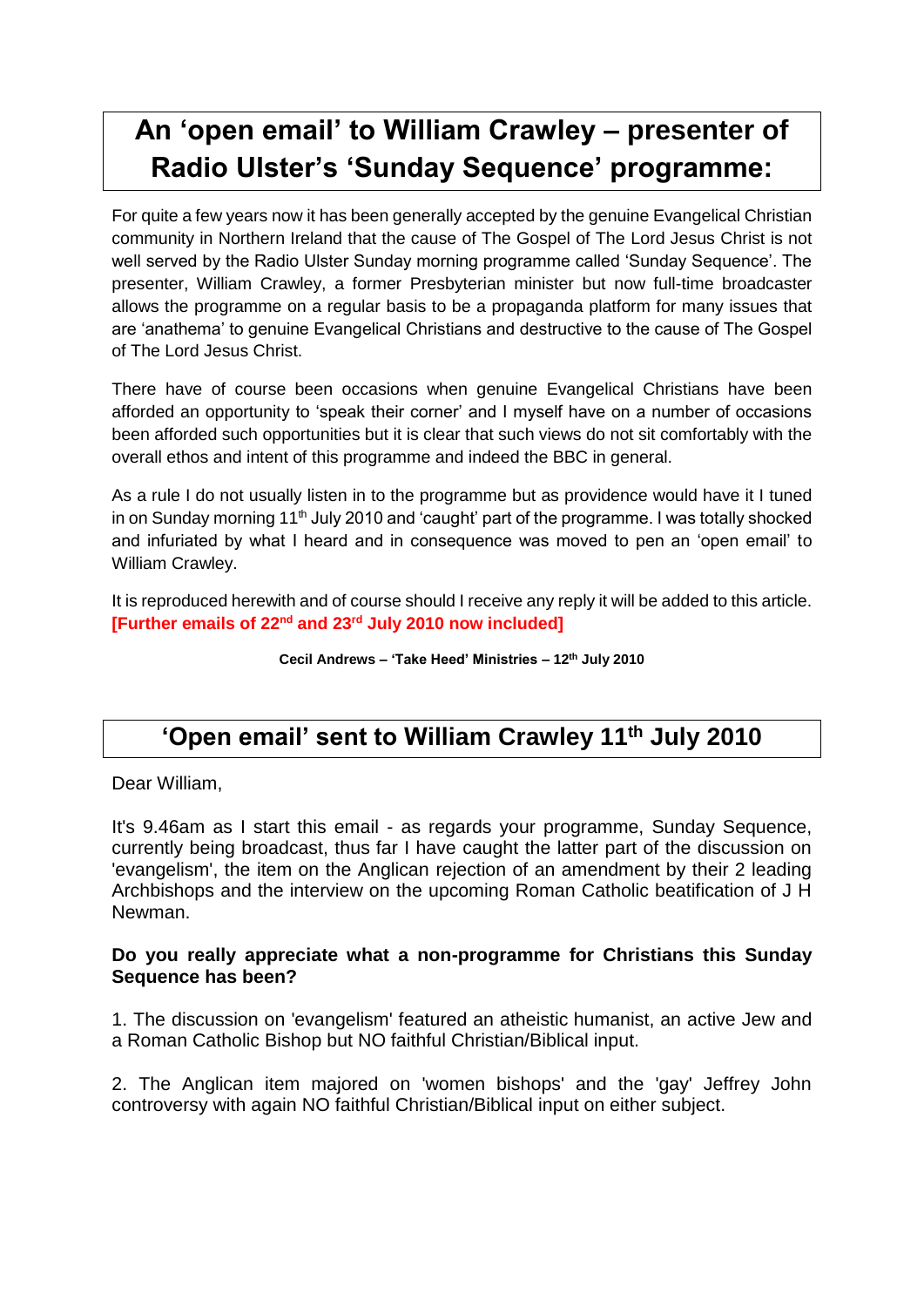# An 'open email' to William Crawley – presenter of Radio Ulster's 'Sunday Sequence' programme:

For quite a few years now it has been generally accepted by the genuine Evangelical Christian community in Northern Ireland that the cause of The Gospel of The Lord Jesus Christ is not well served by the Radio Ulster Sunday morning programme called 'Sunday Sequence'. The presenter, William Crawley, a former Presbyterian minister but now full-time broadcaster allows the programme on a regular basis to be a propaganda platform for many issues that are 'anathema' to genuine Evangelical Christians and destructive to the cause of The Gospel of The Lord Jesus Christ.

There have of course been occasions when genuine Evangelical Christians have been afforded an opportunity to 'speak their corner' and I myself have on a number of occasions been afforded such opportunities but it is clear that such views do not sit comfortably with the overall ethos and intent of this programme and indeed the BBC in general.

As a rule I do not usually listen in to the programme but as providence would have it I tuned in on Sunday morning 11th July 2010 and 'caught' part of the programme. I was totally shocked and infuriated by what I heard and in consequence was moved to pen an 'open email' to William Crawley.

It is reproduced herewith and of course should I receive any reply it will be added to this article. **[Further emails of 22nd and 23rd July 2010 now included]**

**Cecil Andrews – 'Take Heed' Ministries – 12th July 2010**

## 'Open email' sent to William Crawley 11th July 2010

Dear William,

It's 9.46am as I start this email - as regards your programme, Sunday Sequence, currently being broadcast, thus far I have caught the latter part of the discussion on 'evangelism', the item on the Anglican rejection of an amendment by their 2 leading Archbishops and the interview on the upcoming Roman Catholic beatification of J H Newman.

**Do you really appreciate what a non-programme for Christians this Sunday Sequence has been?**

1. The discussion on 'evangelism' featured an atheistic humanist, an active Jew and a Roman Catholic Bishop but NO faithful Christian/Biblical input.

2. The Anglican item majored on 'women bishops' and the 'gay' Jeffrey John controversy with again NO faithful Christian/Biblical input on either subject.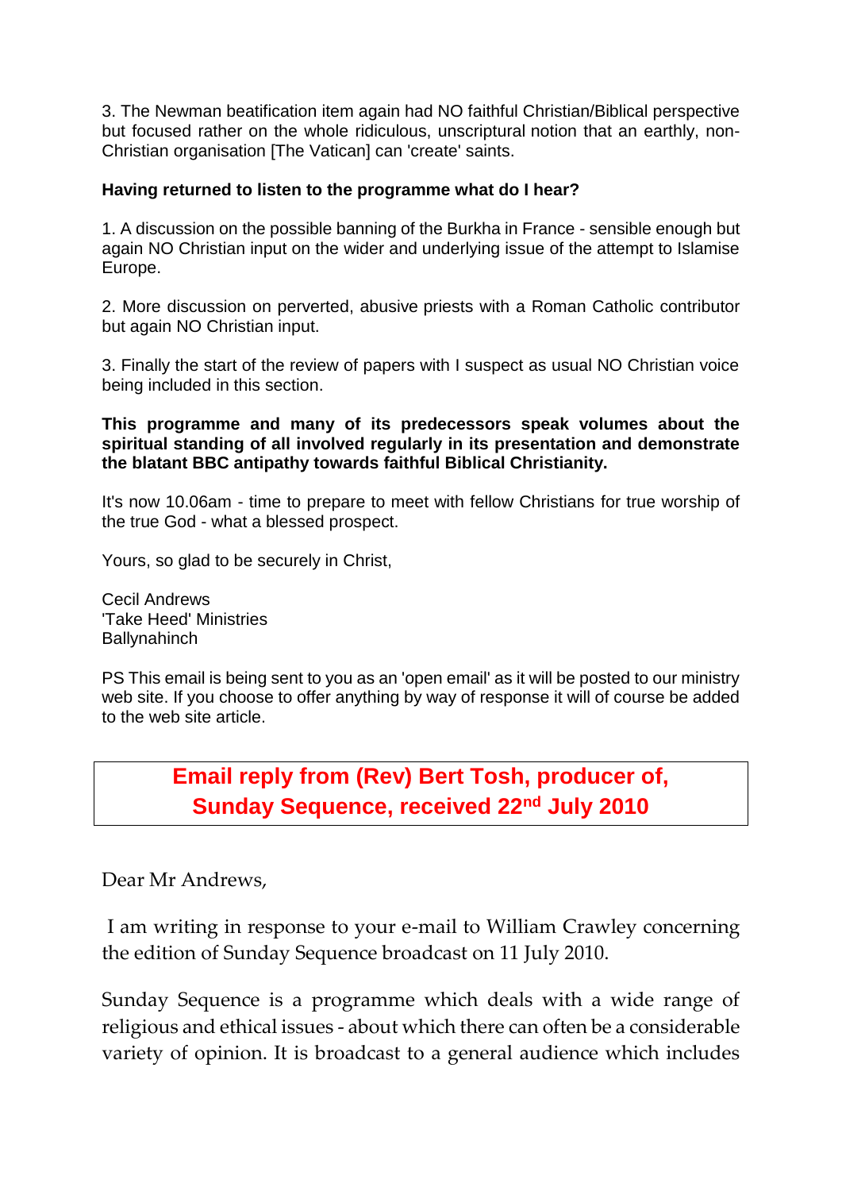3. The Newman beatification item again had NO faithful Christian/Biblical perspective but focused rather on the whole ridiculous, unscriptural notion that an earthly, non-Christian organisation [The Vatican] can 'create' saints.

**Having returned to listen to the programme what do I hear?**

1. A discussion on the possible banning of the Burkha in France - sensible enough but again NO Christian input on the wider and underlying issue of the attempt to Islamise Europe.

2. More discussion on perverted, abusive priests with a Roman Catholic contributor but again NO Christian input.

3. Finally the start of the review of papers with I suspect as usual NO Christian voice being included in this section.

**This programme and many of its predecessors speak volumes about the spiritual standing of all involved regularly in its presentation and demonstrate the blatant BBC antipathy towards faithful Biblical Christianity.**

It's now 10.06am - time to prepare to meet with fellow Christians for true worship of the true God - what a blessed prospect.

Yours, so glad to be securely in Christ,

Cecil Andrews
'Take Heed' Ministries
Ballynahinch

PS This email is being sent to you as an 'open email' as it will be posted to our ministry web site. If you choose to offer anything by way of response it will of course be added to the web site article.

## Email reply from (Rev) Bert Tosh, producer of, Sunday Sequence, received 22nd July 2010

Dear Mr Andrews,

I am writing in response to your e-mail to William Crawley concerning the edition of Sunday Sequence broadcast on 11 July 2010.

Sunday Sequence is a programme which deals with a wide range of religious and ethical issues - about which there can often be a considerable variety of opinion. It is broadcast to a general audience which includes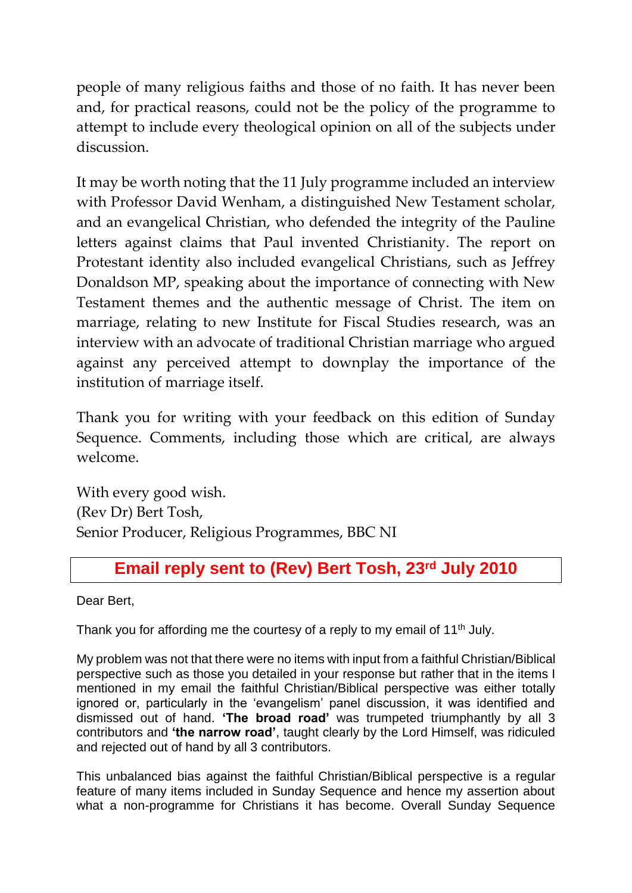people of many religious faiths and those of no faith. It has never been and, for practical reasons, could not be the policy of the programme to attempt to include every theological opinion on all of the subjects under discussion.

It may be worth noting that the 11 July programme included an interview with Professor David Wenham, a distinguished New Testament scholar, and an evangelical Christian, who defended the integrity of the Pauline letters against claims that Paul invented Christianity. The report on Protestant identity also included evangelical Christians, such as Jeffrey Donaldson MP, speaking about the importance of connecting with New Testament themes and the authentic message of Christ. The item on marriage, relating to new Institute for Fiscal Studies research, was an interview with an advocate of traditional Christian marriage who argued against any perceived attempt to downplay the importance of the institution of marriage itself.

Thank you for writing with your feedback on this edition of Sunday Sequence. Comments, including those which are critical, are always welcome.

With every good wish.
(Rev Dr) Bert Tosh,
Senior Producer, Religious Programmes, BBC NI

## Email reply sent to (Rev) Bert Tosh, 23rd July 2010

Dear Bert,

Thank you for affording me the courtesy of a reply to my email of 11th July.

My problem was not that there were no items with input from a faithful Christian/Biblical perspective such as those you detailed in your response but rather that in the items I mentioned in my email the faithful Christian/Biblical perspective was either totally ignored or, particularly in the 'evangelism' panel discussion, it was identified and dismissed out of hand. **'The broad road'** was trumpeted triumphantly by all 3 contributors and **'the narrow road'**, taught clearly by the Lord Himself, was ridiculed and rejected out of hand by all 3 contributors.

This unbalanced bias against the faithful Christian/Biblical perspective is a regular feature of many items included in Sunday Sequence and hence my assertion about what a non-programme for Christians it has become. Overall Sunday Sequence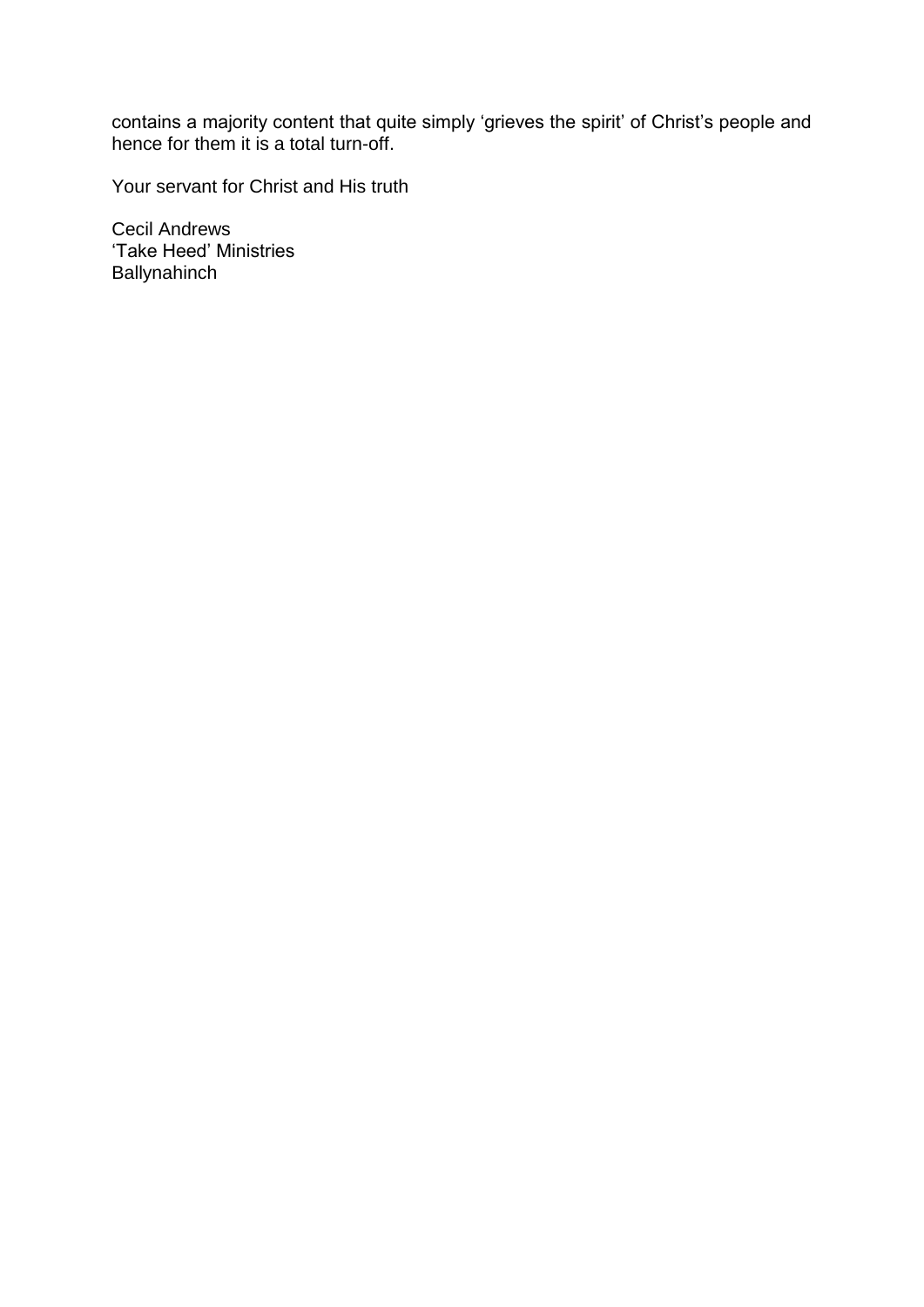contains a majority content that quite simply 'grieves the spirit' of Christ's people and hence for them it is a total turn-off.

Your servant for Christ and His truth

Cecil Andrews
'Take Heed' Ministries
Ballynahinch